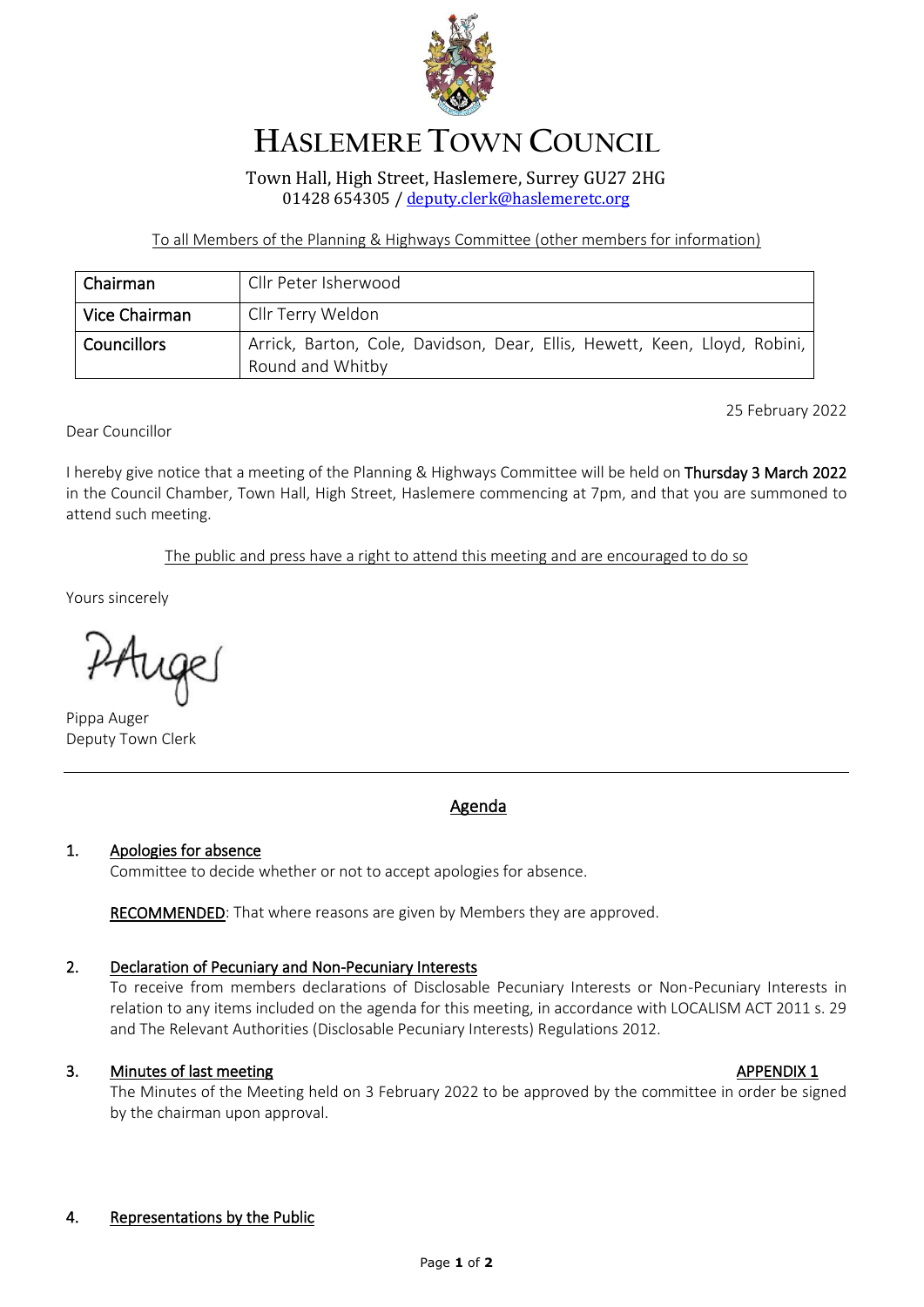# HASLEMERE TOWN COUNCIL

Town Hall, High Street, Haslemere, Surrey GU27 2HG
01428 654305 / deputy.clerk@haslemeretc.org

To all Members of the Planning & Highways Committee (other members for information)

| Chairman | Cllr Peter Isherwood |
|---|---|
| Vice Chairman | Cllr Terry Weldon |
| Councillors | Arrick, Barton, Cole, Davidson, Dear, Ellis, Hewett, Keen, Lloyd, Robini, Round and Whitby |

25 February 2022

Dear Councillor

I hereby give notice that a meeting of the Planning & Highways Committee will be held on **Thursday 3 March 2022** in the Council Chamber, Town Hall, High Street, Haslemere commencing at 7pm, and that you are summoned to attend such meeting.

The public and press have a right to attend this meeting and are encouraged to do so

Yours sincerely

Pippa Auger
Deputy Town Clerk

---

## Agenda

**1. Apologies for absence**

Committee to decide whether or not to accept apologies for absence.

RECOMMENDED: That where reasons are given by Members they are approved.

**2. Declaration of Pecuniary and Non-Pecuniary Interests**

To receive from members declarations of Disclosable Pecuniary Interests or Non-Pecuniary Interests in relation to any items included on the agenda for this meeting, in accordance with LOCALISM ACT 2011 s. 29 and The Relevant Authorities (Disclosable Pecuniary Interests) Regulations 2012.

**3. Minutes of last meeting** — APPENDIX 1

The Minutes of the Meeting held on 3 February 2022 to be approved by the committee in order be signed by the chairman upon approval.

**4. Representations by the Public**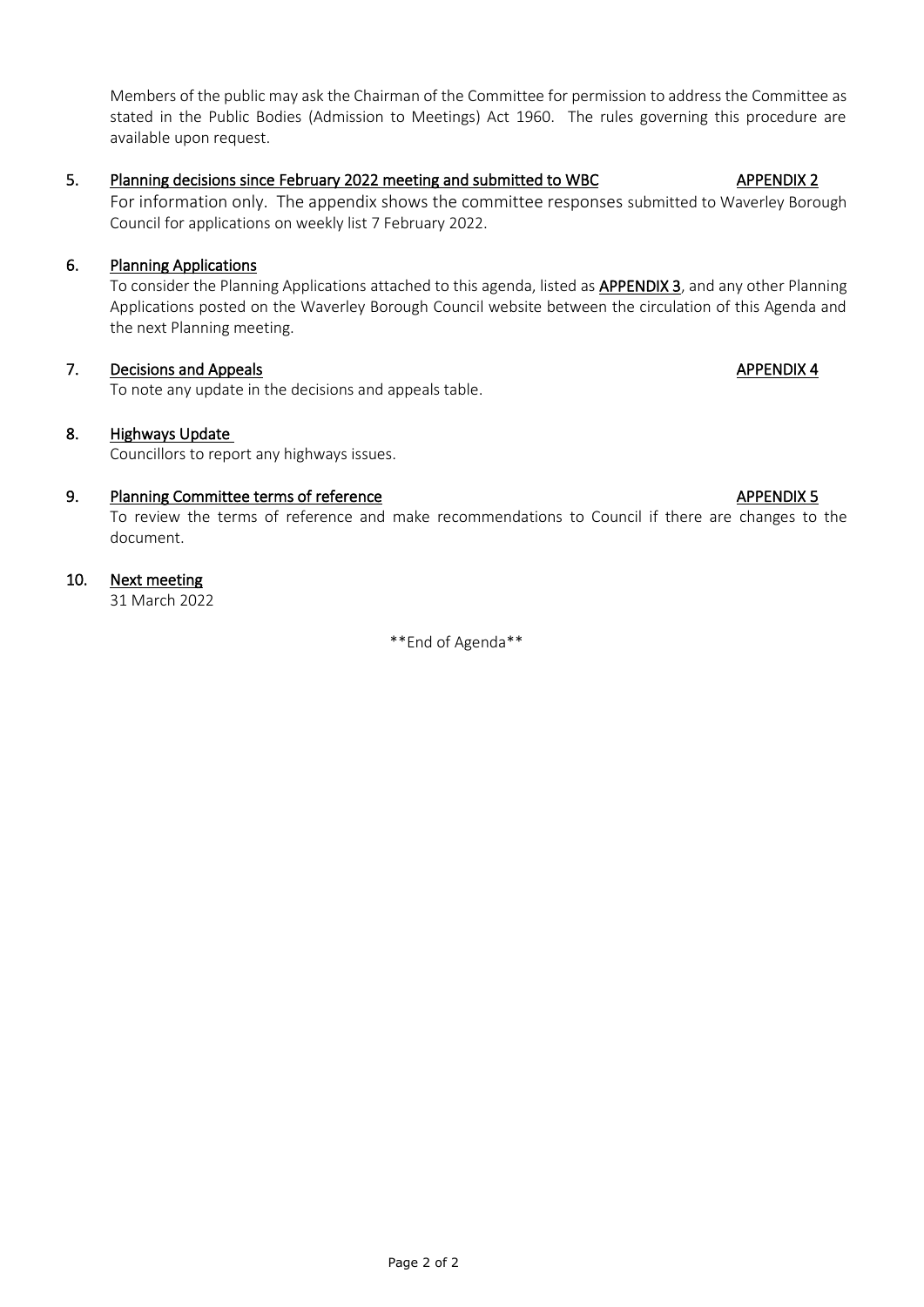Members of the public may ask the Chairman of the Committee for permission to address the Committee as stated in the Public Bodies (Admission to Meetings) Act 1960. The rules governing this procedure are available upon request.

5. **Planning decisions since February 2022 meeting and submitted to WBC** — **APPENDIX 2**

   For information only. The appendix shows the committee responses submitted to Waverley Borough Council for applications on weekly list 7 February 2022.

6. **Planning Applications**

   To consider the Planning Applications attached to this agenda, listed as **APPENDIX 3**, and any other Planning Applications posted on the Waverley Borough Council website between the circulation of this Agenda and the next Planning meeting.

7. **Decisions and Appeals** — **APPENDIX 4**

   To note any update in the decisions and appeals table.

8. **Highways Update**

   Councillors to report any highways issues.

9. **Planning Committee terms of reference** — **APPENDIX 5**

   To review the terms of reference and make recommendations to Council if there are changes to the document.

10. **Next meeting**

    31 March 2022

**End of Agenda**